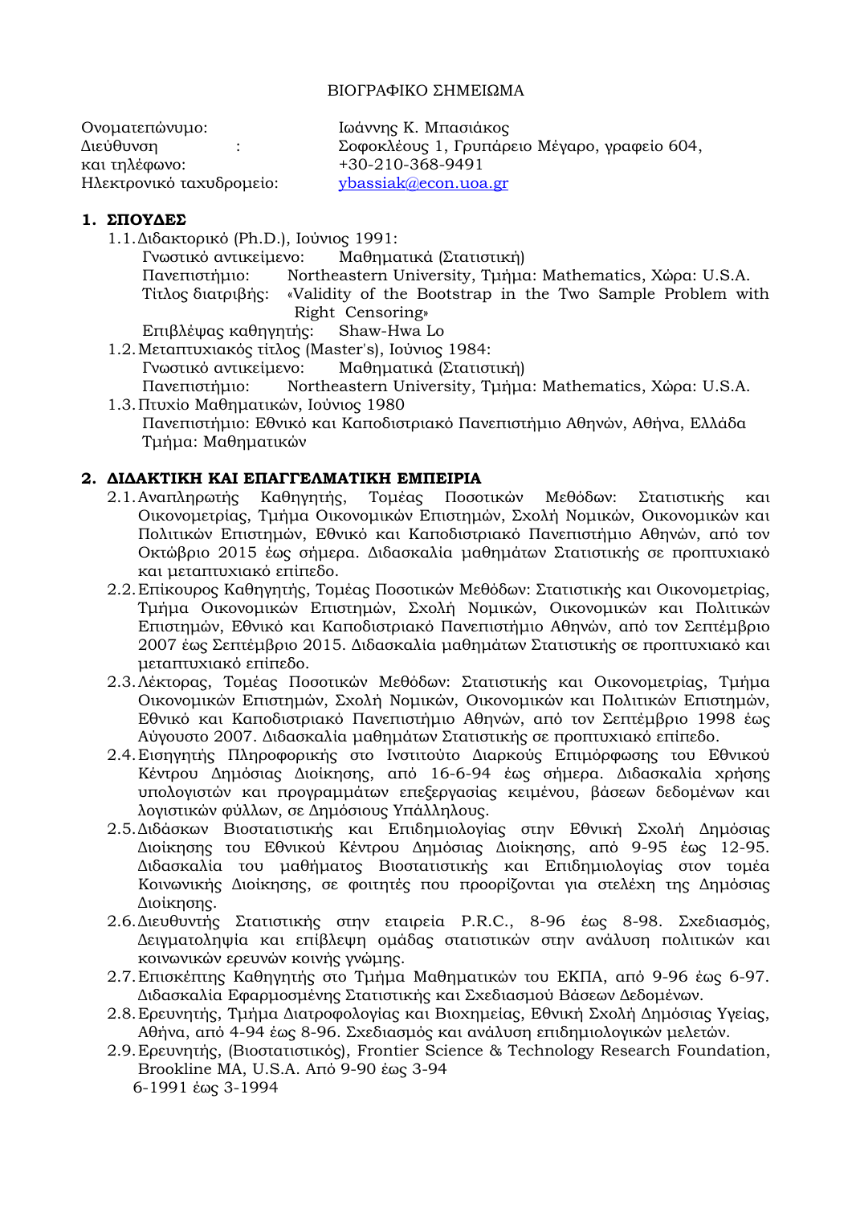# ΒΙΟΓΡΑΦΙΚΟ ΣΗΜΕΙΩΜΑ

Ονοματεπώνυμο: Ιωάννης Κ. Μπασιάκος
Διεύθυνση : Σοφοκλέους 1, Γρυπάρειο Μέγαρο, γραφείο 604,
και τηλέφωνο: +30-210-368-9491
Ηλεκτρονικό ταχυδρομείο: ybassiak@econ.uoa.gr

## 1. ΣΠΟΥΔΕΣ

1.1. Διδακτορικό (Ph.D.), Ιούνιος 1991:
   Γνωστικό αντικείμενο: Μαθηματικά (Στατιστική)
   Πανεπιστήμιο: Northeastern University, Τμήμα: Mathematics, Χώρα: U.S.A.
   Τίτλος διατριβής: «Validity of the Bootstrap in the Two Sample Problem with Right Censoring»
   Επιβλέψας καθηγητής: Shaw-Hwa Lo

1.2. Μεταπτυχιακός τίτλος (Master's), Ιούνιος 1984:
   Γνωστικό αντικείμενο: Μαθηματικά (Στατιστική)
   Πανεπιστήμιο: Northeastern University, Τμήμα: Mathematics, Χώρα: U.S.A.

1.3. Πτυχίο Μαθηματικών, Ιούνιος 1980
   Πανεπιστήμιο: Εθνικό και Καποδιστριακό Πανεπιστήμιο Αθηνών, Αθήνα, Ελλάδα
   Τμήμα: Μαθηματικών

## 2. ΔΙΔΑΚΤΙΚΗ ΚΑΙ ΕΠΑΓΓΕΛΜΑΤΙΚΗ ΕΜΠΕΙΡΙΑ

2.1. Αναπληρωτής Καθηγητής, Τομέας Ποσοτικών Μεθόδων: Στατιστικής και Οικονομετρίας, Τμήμα Οικονομικών Επιστημών, Σχολή Νομικών, Οικονομικών και Πολιτικών Επιστημών, Εθνικό και Καποδιστριακό Πανεπιστήμιο Αθηνών, από τον Οκτώβριο 2015 έως σήμερα. Διδασκαλία μαθημάτων Στατιστικής σε προπτυχιακό και μεταπτυχιακό επίπεδο.

2.2. Επίκουρος Καθηγητής, Τομέας Ποσοτικών Μεθόδων: Στατιστικής και Οικονομετρίας, Τμήμα Οικονομικών Επιστημών, Σχολή Νομικών, Οικονομικών και Πολιτικών Επιστημών, Εθνικό και Καποδιστριακό Πανεπιστήμιο Αθηνών, από τον Σεπτέμβριο 2007 έως Σεπτέμβριο 2015. Διδασκαλία μαθημάτων Στατιστικής σε προπτυχιακό και μεταπτυχιακό επίπεδο.

2.3. Λέκτορας, Τομέας Ποσοτικών Μεθόδων: Στατιστικής και Οικονομετρίας, Τμήμα Οικονομικών Επιστημών, Σχολή Νομικών, Οικονομικών και Πολιτικών Επιστημών, Εθνικό και Καποδιστριακό Πανεπιστήμιο Αθηνών, από τον Σεπτέμβριο 1998 έως Αύγουστο 2007. Διδασκαλία μαθημάτων Στατιστικής σε προπτυχιακό επίπεδο.

2.4. Εισηγητής Πληροφορικής στο Ινστιτούτο Διαρκούς Επιμόρφωσης του Εθνικού Κέντρου Δημόσιας Διοίκησης, από 16-6-94 έως σήμερα. Διδασκαλία χρήσης υπολογιστών και προγραμμάτων επεξεργασίας κειμένου, βάσεων δεδομένων και λογιστικών φύλλων, σε Δημόσιους Υπάλληλους.

2.5. Διδάσκων Βιοστατιστικής και Επιδημιολογίας στην Εθνική Σχολή Δημόσιας Διοίκησης του Εθνικού Κέντρου Δημόσιας Διοίκησης, από 9-95 έως 12-95. Διδασκαλία του μαθήματος Βιοστατιστικής και Επιδημιολογίας στον τομέα Κοινωνικής Διοίκησης, σε φοιτητές που προορίζονται για στελέχη της Δημόσιας Διοίκησης.

2.6. Διευθυντής Στατιστικής στην εταιρεία P.R.C., 8-96 έως 8-98. Σχεδιασμός, Δειγματοληψία και επίβλεψη ομάδας στατιστικών στην ανάλυση πολιτικών και κοινωνικών ερευνών κοινής γνώμης.

2.7. Επισκέπτης Καθηγητής στο Τμήμα Μαθηματικών του ΕΚΠΑ, από 9-96 έως 6-97. Διδασκαλία Εφαρμοσμένης Στατιστικής και Σχεδιασμού Βάσεων Δεδομένων.

2.8. Ερευνητής, Τμήμα Διατροφολογίας και Βιοχημείας, Εθνική Σχολή Δημόσιας Υγείας, Αθήνα, από 4-94 έως 8-96. Σχεδιασμός και ανάλυση επιδημιολογικών μελετών.

2.9. Ερευνητής, (Βιοστατιστικός), Frontier Science & Technology Research Foundation, Brookline MA, U.S.A. Από 9-90 έως 3-94
   6-1991 έως 3-1994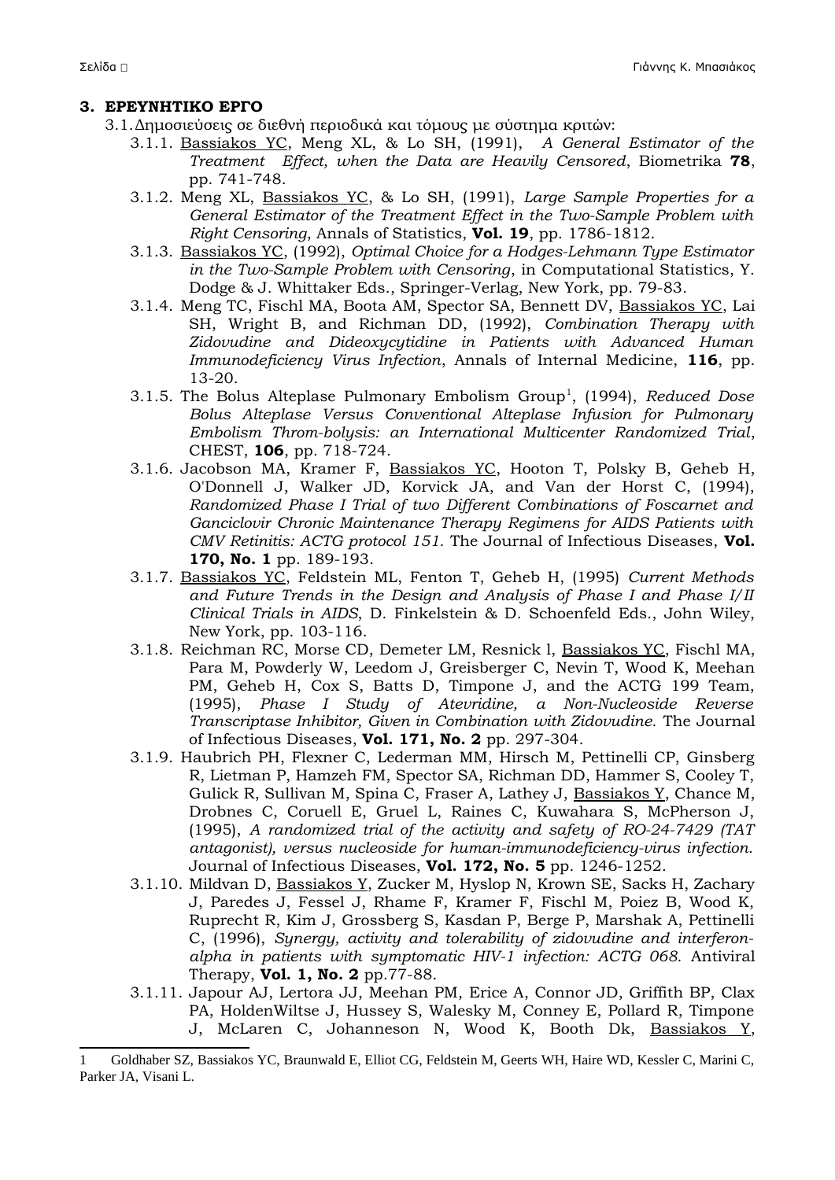## 3. ΕΡΕΥΝΗΤΙΚΟ ΕΡΓΟ

3.1. Δημοσιεύσεις σε διεθνή περιοδικά και τόμους με σύστημα κριτών:

3.1.1. Bassiakos YC, Meng XL, & Lo SH, (1991), *A General Estimator of the Treatment Effect, when the Data are Heavily Censored*, Biometrika **78**, pp. 741-748.

3.1.2. Meng XL, Bassiakos YC, & Lo SH, (1991), *Large Sample Properties for a General Estimator of the Treatment Effect in the Two-Sample Problem with Right Censoring*, Annals of Statistics, **Vol. 19**, pp. 1786-1812.

3.1.3. Bassiakos YC, (1992), *Optimal Choice for a Hodges-Lehmann Type Estimator in the Two-Sample Problem with Censoring*, in Computational Statistics, Y. Dodge & J. Whittaker Eds., Springer-Verlag, New York, pp. 79-83.

3.1.4. Meng TC, Fischl MA, Boota AM, Spector SA, Bennett DV, Bassiakos YC, Lai SH, Wright B, and Richman DD, (1992), *Combination Therapy with Zidovudine and Dideoxycytidine in Patients with Advanced Human Immunodeficiency Virus Infection*, Annals of Internal Medicine, **116**, pp. 13-20.

3.1.5. The Bolus Alteplase Pulmonary Embolism Group[1], (1994), *Reduced Dose Bolus Alteplase Versus Conventional Alteplase Infusion for Pulmonary Embolism Throm-bolysis: an International Multicenter Randomized Trial*, CHEST, **106**, pp. 718-724.

3.1.6. Jacobson MA, Kramer F, Bassiakos YC, Hooton T, Polsky B, Geheb H, O'Donnell J, Walker JD, Korvick JA, and Van der Horst C, (1994), *Randomized Phase I Trial of two Different Combinations of Foscarnet and Ganciclovir Chronic Maintenance Therapy Regimens for AIDS Patients with CMV Retinitis: ACTG protocol 151.* The Journal of Infectious Diseases, **Vol. 170, No. 1** pp. 189-193.

3.1.7. Bassiakos YC, Feldstein ML, Fenton T, Geheb H, (1995) *Current Methods and Future Trends in the Design and Analysis of Phase I and Phase I/II Clinical Trials in AIDS*, D. Finkelstein & D. Schoenfeld Eds., John Wiley, New York, pp. 103-116.

3.1.8. Reichman RC, Morse CD, Demeter LM, Resnick l, Bassiakos YC, Fischl MA, Para M, Powderly W, Leedom J, Greisberger C, Nevin T, Wood K, Meehan PM, Geheb H, Cox S, Batts D, Timpone J, and the ACTG 199 Team, (1995), *Phase I Study of Atevridine, a Non-Nucleoside Reverse Transcriptase Inhibitor, Given in Combination with Zidovudine.* The Journal of Infectious Diseases, **Vol. 171, No. 2** pp. 297-304.

3.1.9. Haubrich PH, Flexner C, Lederman MM, Hirsch M, Pettinelli CP, Ginsberg R, Lietman P, Hamzeh FM, Spector SA, Richman DD, Hammer S, Cooley T, Gulick R, Sullivan M, Spina C, Fraser A, Lathey J, Bassiakos Y, Chance M, Drobnes C, Coruell E, Gruel L, Raines C, Kuwahara S, McPherson J, (1995), *A randomized trial of the activity and safety of RO-24-7429 (TAT antagonist), versus nucleoside for human-immunodeficiency-virus infection.* Journal of Infectious Diseases, **Vol. 172, No. 5** pp. 1246-1252.

3.1.10. Mildvan D, Bassiakos Y, Zucker M, Hyslop N, Krown SE, Sacks H, Zachary J, Paredes J, Fessel J, Rhame F, Kramer F, Fischl M, Poiez B, Wood K, Ruprecht R, Kim J, Grossberg S, Kasdan P, Berge P, Marshak A, Pettinelli C, (1996), *Synergy, activity and tolerability of zidovudine and interferon-alpha in patients with symptomatic HIV-1 infection: ACTG 068.* Antiviral Therapy, **Vol. 1, No. 2** pp.77-88.

3.1.11. Japour AJ, Lertora JJ, Meehan PM, Erice A, Connor JD, Griffith BP, Clax PA, HoldenWiltse J, Hussey S, Walesky M, Conney E, Pollard R, Timpone J, McLaren C, Johanneson N, Wood K, Booth Dk, Bassiakos Y,

---

[1] Goldhaber SZ, Bassiakos YC, Braunwald E, Elliot CG, Feldstein M, Geerts WH, Haire WD, Kessler C, Marini C, Parker JA, Visani L.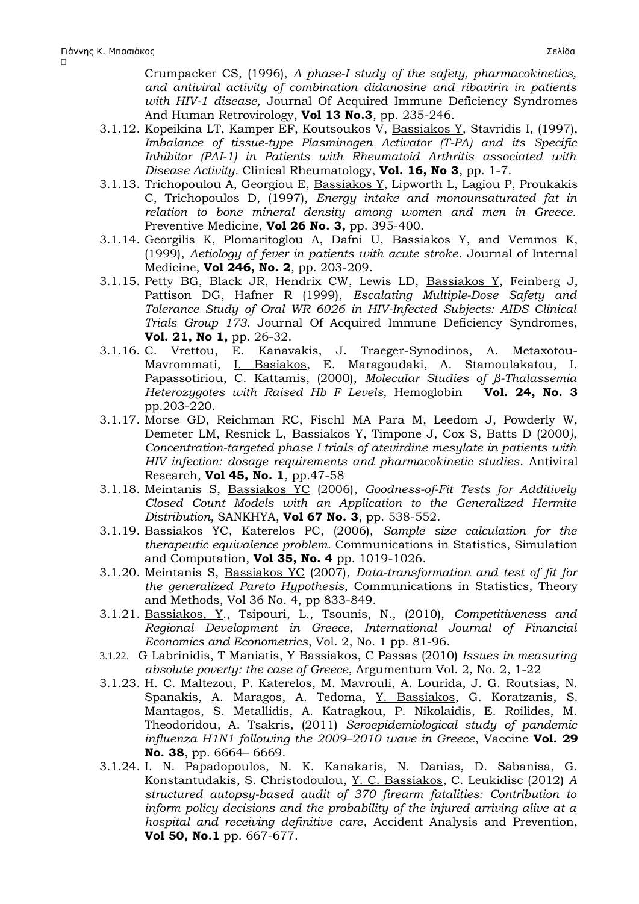Crumpacker CS, (1996), *A phase-I study of the safety, pharmacokinetics, and antiviral activity of combination didanosine and ribavirin in patients with HIV-1 disease,* Journal Of Acquired Immune Deficiency Syndromes And Human Retrovirology, **Vol 13 No.3**, pp. 235-246.

3.1.12. Kopeikina LT, Kamper EF, Koutsoukos V, Bassiakos Y, Stavridis I, (1997), *Imbalance of tissue-type Plasminogen Activator (T-PA) and its Specific Inhibitor (PAI-1) in Patients with Rheumatoid Arthritis associated with Disease Activity.* Clinical Rheumatology, **Vol. 16, No 3**, pp. 1-7.

3.1.13. Trichopoulou A, Georgiou E, Bassiakos Y, Lipworth L, Lagiou P, Proukakis C, Trichopoulos D, (1997), *Energy intake and monounsaturated fat in relation to bone mineral density among women and men in Greece.* Preventive Medicine, **Vol 26 No. 3,** pp. 395-400.

3.1.14. Georgilis K, Plomaritoglou A, Dafni U, Bassiakos Y, and Vemmos K, (1999), *Aetiology of fever in patients with acute stroke*. Journal of Internal Medicine, **Vol 246, No. 2**, pp. 203-209.

3.1.15. Petty BG, Black JR, Hendrix CW, Lewis LD, Bassiakos Y, Feinberg J, Pattison DG, Hafner R (1999), *Escalating Multiple-Dose Safety and Tolerance Study of Oral WR 6026 in HIV-Infected Subjects: AIDS Clinical Trials Group 173.* Journal Of Acquired Immune Deficiency Syndromes, **Vol. 21, No 1,** pp. 26-32.

3.1.16. C. Vrettou, E. Kanavakis, J. Traeger-Synodinos, A. Metaxotou-Mavrommati, I. Basiakos, E. Maragoudaki, A. Stamoulakatou, I. Papassotiriou, C. Kattamis, (2000), *Molecular Studies of β-Thalassemia Heterozygotes with Raised Hb F Levels,* Hemoglobin **Vol. 24, No. 3** pp.203-220.

3.1.17. Morse GD, Reichman RC, Fischl MA Para M, Leedom J, Powderly W, Demeter LM, Resnick L, Bassiakos Y, Timpone J, Cox S, Batts D (2000*), Concentration-targeted phase I trials of atevirdine mesylate in patients with HIV infection: dosage requirements and pharmacokinetic studies*. Antiviral Research, **Vol 45, No. 1**, pp.47-58

3.1.18. Meintanis S, Bassiakos YC (2006), *Goodness-of-Fit Tests for Additively Closed Count Models with an Application to the Generalized Hermite Distribution,* SANKHYA, **Vol 67 No. 3**, pp. 538-552.

3.1.19. Bassiakos YC, Katerelos PC, (2006), *Sample size calculation for the therapeutic equivalence problem.* Communications in Statistics, Simulation and Computation, **Vol 35, No. 4** pp. 1019-1026.

3.1.20. Meintanis S, Bassiakos YC (2007), *Data-transformation and test of fit for the generalized Pareto Hypothesis*, Communications in Statistics, Theory and Methods, Vol 36 No. 4, pp 833-849.

3.1.21. Bassiakos, Y., Tsipouri, L., Tsounis, N., (2010), *Competitiveness and Regional Development in Greece, International Journal of Financial Economics and Econometrics*, Vol. 2, No. 1 pp. 81-96.

3.1.22. G Labrinidis, T Maniatis, Y Bassiakos, C Passas (2010) *Issues in measuring absolute poverty: the case of Greece*, Argumentum Vol. 2, No. 2, 1-22

3.1.23. H. C. Maltezou, P. Katerelos, M. Mavrouli, A. Lourida, J. G. Routsias, N. Spanakis, A. Maragos, A. Tedoma, Y. Bassiakos, G. Koratzanis, S. Mantagos, S. Metallidis, A. Katragkou, P. Nikolaidis, E. Roilides, M. Theodoridou, A. Tsakris, (2011) *Seroepidemiological study of pandemic influenza H1N1 following the 2009–2010 wave in Greece*, Vaccine **Vol. 29 No. 38**, pp. 6664– 6669.

3.1.24. I. N. Papadopoulos, N. K. Kanakaris, N. Danias, D. Sabanisa, G. Konstantudakis, S. Christodoulou, Y. C. Bassiakos, C. Leukidisc (2012) *A structured autopsy-based audit of 370 firearm fatalities: Contribution to inform policy decisions and the probability of the injured arriving alive at a hospital and receiving definitive care*, Accident Analysis and Prevention, **Vol 50, No.1** pp. 667-677.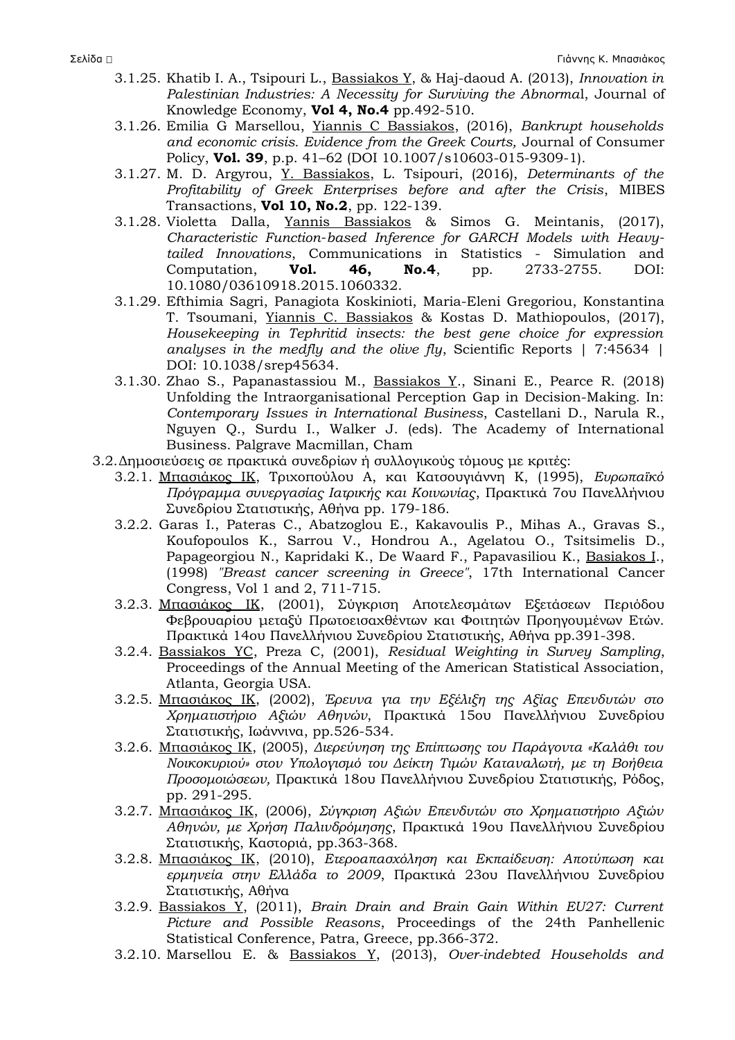- 3.1.25. Khatib I. A., Tsipouri L., Bassiakos Y, & Haj-daoud A. (2013), *Innovation in Palestinian Industries: A Necessity for Surviving the Abnorma*l, Journal of Knowledge Economy, **Vol 4, No.4** pp.492-510.
- 3.1.26. Emilia G Marsellou, Yiannis C Bassiakos, (2016), *Bankrupt households and economic crisis. Evidence from the Greek Courts,* Journal of Consumer Policy, **Vol. 39**, p.p. 41–62 (DOI 10.1007/s10603-015-9309-1).
- 3.1.27. M. D. Argyrou, Y. Bassiakos, L. Tsipouri, (2016), *Determinants of the Profitability of Greek Enterprises before and after the Crisis*, MIBES Transactions, **Vol 10, No.2**, pp. 122-139.
- 3.1.28. Violetta Dalla, Yannis Bassiakos & Simos G. Meintanis, (2017), *Characteristic Function-based Inference for GARCH Models with Heavy-tailed Innovations*, Communications in Statistics - Simulation and Computation, **Vol. 46, No.4**, pp. 2733-2755. DOI: 10.1080/03610918.2015.1060332.
- 3.1.29. Efthimia Sagri, Panagiota Koskinioti, Maria-Eleni Gregoriou, Konstantina T. Tsoumani, Yiannis C. Bassiakos & Kostas D. Mathiopoulos, (2017), *Housekeeping in Tephritid insects: the best gene choice for expression analyses in the medfly and the olive fly*, Scientific Reports | 7:45634 | DOI: 10.1038/srep45634.
- 3.1.30. Zhao S., Papanastassiou M., Bassiakos Y., Sinani E., Pearce R. (2018) Unfolding the Intraorganisational Perception Gap in Decision-Making. In: *Contemporary Issues in International Business*, Castellani D., Narula R., Nguyen Q., Surdu I., Walker J. (eds). The Academy of International Business. Palgrave Macmillan, Cham

3.2. Δημοσιεύσεις σε πρακτικά συνεδρίων ή συλλογικούς τόμους με κριτές:

- 3.2.1. Μπασιάκος ΙΚ, Τριχοπούλου Α, και Κατσουγιάννη Κ, (1995), *Ευρωπαϊκό Πρόγραμμα συνεργασίας Ιατρικής και Κοινωνίας*, Πρακτικά 7ου Πανελλήνιου Συνεδρίου Στατιστικής, Αθήνα pp. 179-186.
- 3.2.2. Garas I., Pateras C., Abatzoglou E., Kakavoulis P., Mihas A., Gravas S., Koufopoulos K., Sarrou V., Hondrou A., Agelatou O., Tsitsimelis D., Papageorgiou N., Kapridaki K., De Waard F., Papavasiliou K., Basiakos I., (1998) *"Breast cancer screening in Greece"*, 17th International Cancer Congress, Vol 1 and 2, 711-715.
- 3.2.3. Μπασιάκος ΙΚ, (2001), Σύγκριση Αποτελεσμάτων Εξετάσεων Περιόδου Φεβρουαρίου μεταξύ Πρωτοεισαχθέντων και Φοιτητών Προηγουμένων Ετών. Πρακτικά 14ου Πανελλήνιου Συνεδρίου Στατιστικής, Αθήνα pp.391-398.
- 3.2.4. Bassiakos YC, Preza C, (2001), *Residual Weighting in Survey Sampling*, Proceedings of the Annual Meeting of the American Statistical Association, Atlanta, Georgia USA.
- 3.2.5. Μπασιάκος ΙΚ, (2002), *Έρευνα για την Εξέλιξη της Αξίας Επενδυτών στο Χρηματιστήριο Αξιών Αθηνών*, Πρακτικά 15ου Πανελλήνιου Συνεδρίου Στατιστικής, Ιωάννινα, pp.526-534.
- 3.2.6. Μπασιάκος ΙΚ, (2005), *Διερεύνηση της Επίπτωσης του Παράγοντα «Καλάθι του Νοικοκυριού» στον Υπολογισμό του Δείκτη Τιμών Καταναλωτή, με τη Βοήθεια Προσομοιώσεων,* Πρακτικά 18ου Πανελλήνιου Συνεδρίου Στατιστικής, Ρόδος, pp. 291-295.
- 3.2.7. Μπασιάκος ΙΚ, (2006), *Σύγκριση Αξιών Επενδυτών στο Χρηματιστήριο Αξιών Αθηνών, με Χρήση Παλινδρόμησης*, Πρακτικά 19ου Πανελλήνιου Συνεδρίου Στατιστικής, Καστοριά, pp.363-368.
- 3.2.8. Μπασιάκος ΙΚ, (2010), *Ετεροαπασχόληση και Εκπαίδευση: Αποτύπωση και ερμηνεία στην Ελλάδα το 2009*, Πρακτικά 23ου Πανελλήνιου Συνεδρίου Στατιστικής, Αθήνα
- 3.2.9. Bassiakos Y, (2011), *Brain Drain and Brain Gain Within EU27: Current Picture and Possible Reasons*, Proceedings of the 24th Panhellenic Statistical Conference, Patra, Greece, pp.366-372.
- 3.2.10. Marsellou E. & Bassiakos Y, (2013), *Over-indebted Households and*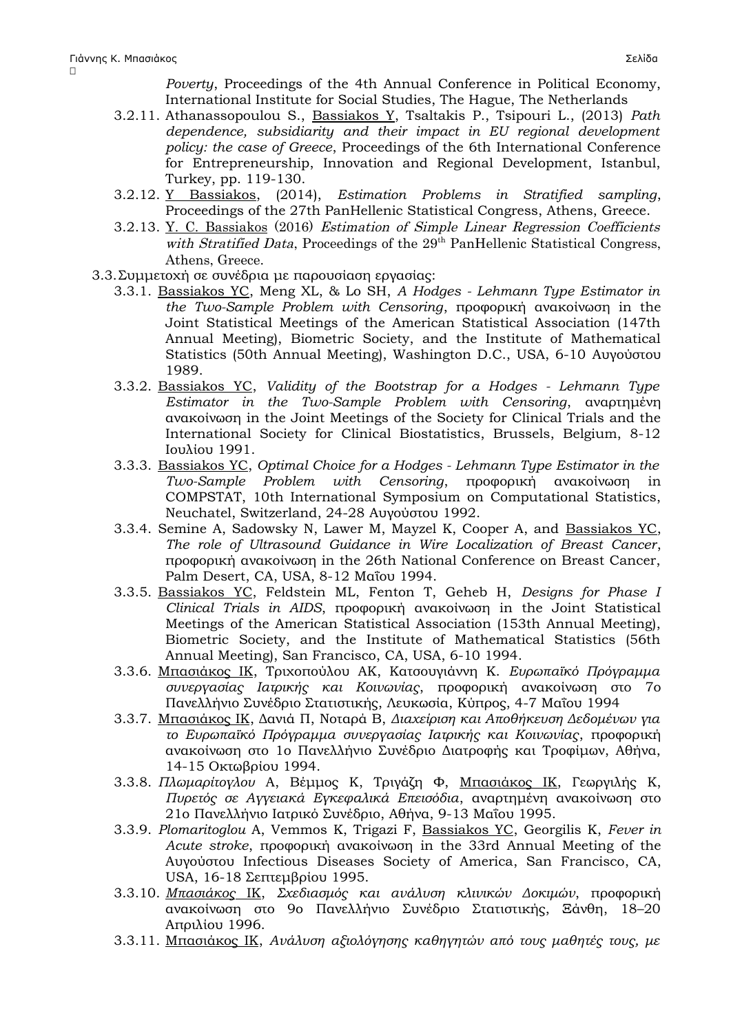*Poverty*, Proceedings of the 4th Annual Conference in Political Economy, International Institute for Social Studies, The Hague, The Netherlands

3.2.11. Athanassopoulou S., Bassiakos Y, Tsaltakis P., Tsipouri L., (2013) *Path dependence, subsidiarity and their impact in EU regional development policy: the case of Greece*, Proceedings of the 6th International Conference for Entrepreneurship, Innovation and Regional Development, Istanbul, Turkey, pp. 119-130.

3.2.12. Y Bassiakos, (2014), *Estimation Problems in Stratified sampling*, Proceedings of the 27th PanHellenic Statistical Congress, Athens, Greece.

3.2.13. Y. C. Bassiakos (2016) *Estimation of Simple Linear Regression Coefficients with Stratified Data*, Proceedings of the 29th PanHellenic Statistical Congress, Athens, Greece.

3.3. Συμμετοχή σε συνέδρια με παρουσίαση εργασίας:

3.3.1. Bassiakos YC, Meng XL, & Lo SH, *A Hodges - Lehmann Type Estimator in the Two-Sample Problem with Censoring*, προφορική ανακοίνωση in the Joint Statistical Meetings of the American Statistical Association (147th Annual Meeting), Biometric Society, and the Institute of Mathematical Statistics (50th Annual Meeting), Washington D.C., USA, 6-10 Αυγούστου 1989.

3.3.2. Bassiakos YC, *Validity of the Bootstrap for a Hodges - Lehmann Type Estimator in the Two-Sample Problem with Censoring*, αναρτημένη ανακοίνωση in the Joint Meetings of the Society for Clinical Trials and the International Society for Clinical Biostatistics, Brussels, Belgium, 8-12 Ιουλίου 1991.

3.3.3. Bassiakos YC, *Optimal Choice for a Hodges - Lehmann Type Estimator in the Two-Sample Problem with Censoring*, προφορική ανακοίνωση in COMPSTAT, 10th International Symposium on Computational Statistics, Neuchatel, Switzerland, 24-28 Αυγούστου 1992.

3.3.4. Semine A, Sadowsky N, Lawer M, Mayzel K, Cooper A, and Bassiakos YC, *The role of Ultrasound Guidance in Wire Localization of Breast Cancer*, προφορική ανακοίνωση in the 26th National Conference on Breast Cancer, Palm Desert, CA, USA, 8-12 Μαΐου 1994.

3.3.5. Bassiakos YC, Feldstein ML, Fenton T, Geheb H, *Designs for Phase I Clinical Trials in AIDS*, προφορική ανακοίνωση in the Joint Statistical Meetings of the American Statistical Association (153th Annual Meeting), Biometric Society, and the Institute of Mathematical Statistics (56th Annual Meeting), San Francisco, CA, USA, 6-10 1994.

3.3.6. Μπασιάκος ΙΚ, Τριχοπούλου ΑΚ, Κατσουγιάννη Κ. *Ευρωπαϊκό Πρόγραμμα συνεργασίας Ιατρικής και Κοινωνίας*, προφορική ανακοίνωση στο 7ο Πανελλήνιο Συνέδριο Στατιστικής, Λευκωσία, Κύπρος, 4-7 Μαΐου 1994

3.3.7. Μπασιάκος ΙΚ, Δανιά Π, Νοταρά Β, *Διαχείριση και Αποθήκευση Δεδομένων για το Ευρωπαϊκό Πρόγραμμα συνεργασίας Ιατρικής και Κοινωνίας*, προφορική ανακοίνωση στο 1ο Πανελλήνιο Συνέδριο Διατροφής και Τροφίμων, Αθήνα, 14-15 Οκτωβρίου 1994.

3.3.8. *Πλωμαρίτογλου* Α, Βέμμος Κ, Τριγάζη Φ, Μπασιάκος ΙΚ, Γεωργιλής Κ, *Πυρετός σε Αγγειακά Εγκεφαλικά Επεισόδια*, αναρτημένη ανακοίνωση στο 21ο Πανελλήνιο Ιατρικό Συνέδριο, Αθήνα, 9-13 Μαΐου 1995.

3.3.9. *Plomaritoglou* A, Vemmos K, Trigazi F, Bassiakos YC, Georgilis K, *Fever in Acute stroke*, προφορική ανακοίνωση in the 33rd Annual Meeting of the Αυγούστου Infectious Diseases Society of America, San Francisco, CA, USA, 16-18 Σεπτεμβρίου 1995.

3.3.10. *Μπασιάκος ΙΚ*, *Σχεδιασμός και ανάλυση κλινικών Δοκιμών*, προφορική ανακοίνωση στο 9ο Πανελλήνιο Συνέδριο Στατιστικής, Ξάνθη, 18–20 Απριλίου 1996.

3.3.11. Μπασιάκος ΙΚ, *Ανάλυση αξιολόγησης καθηγητών από τους μαθητές τους, με*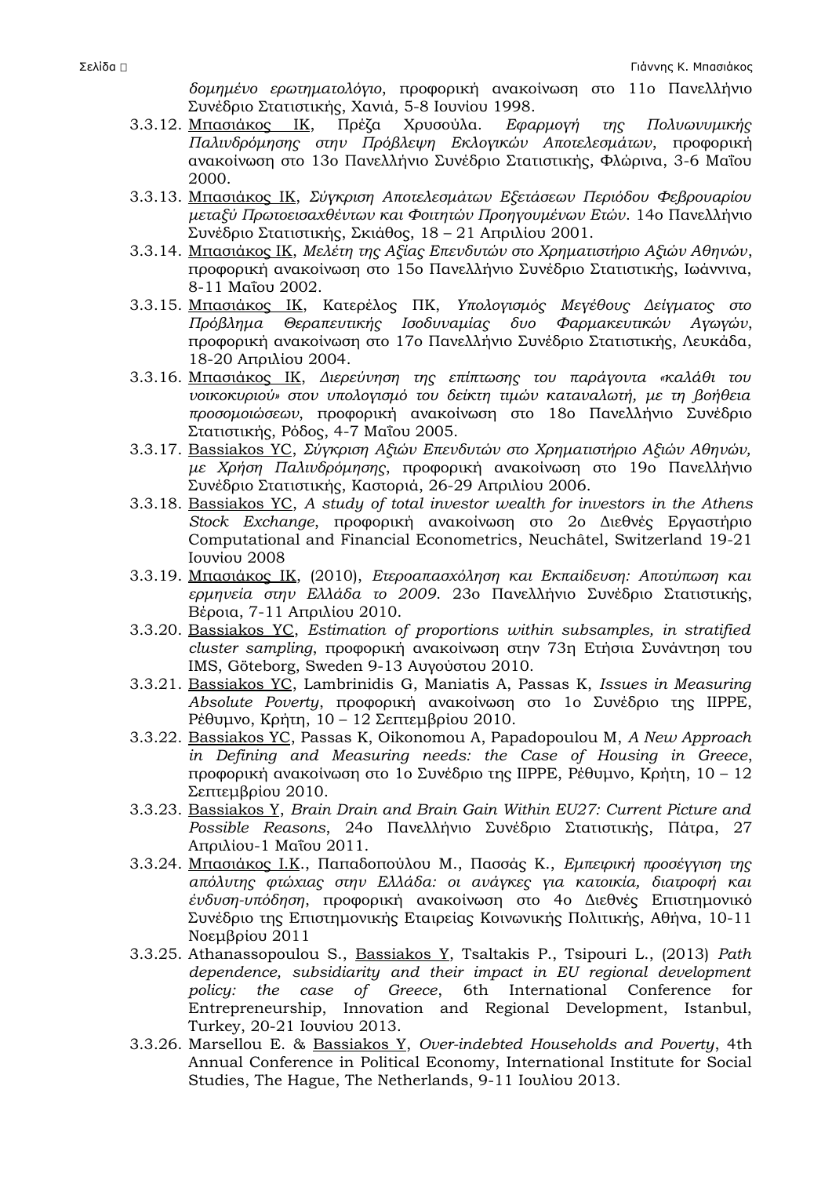*δομημένο ερωτηματολόγιο*, προφορική ανακοίνωση στο 11ο Πανελλήνιο Συνέδριο Στατιστικής, Χανιά, 5-8 Ιουνίου 1998.

3.3.12. Μπασιάκος ΙΚ, Πρέζα Χρυσούλα. *Εφαρμογή της Πολυωνυμικής Παλινδρόμησης στην Πρόβλεψη Εκλογικών Αποτελεσμάτων*, προφορική ανακοίνωση στο 13ο Πανελλήνιο Συνέδριο Στατιστικής, Φλώρινα, 3-6 Μαΐου 2000.

3.3.13. Μπασιάκος ΙΚ, *Σύγκριση Αποτελεσμάτων Εξετάσεων Περιόδου Φεβρουαρίου μεταξύ Πρωτοεισαχθέντων και Φοιτητών Προηγουμένων Ετών*. 14ο Πανελλήνιο Συνέδριο Στατιστικής, Σκιάθος, 18 – 21 Απριλίου 2001.

3.3.14. Μπασιάκος ΙΚ, *Μελέτη της Αξίας Επενδυτών στο Χρηματιστήριο Αξιών Αθηνών*, προφορική ανακοίνωση στο 15ο Πανελλήνιο Συνέδριο Στατιστικής, Ιωάννινα, 8-11 Μαΐου 2002.

3.3.15. Μπασιάκος ΙΚ, Κατερέλος ΠΚ, *Υπολογισμός Μεγέθους Δείγματος στο Πρόβλημα Θεραπευτικής Ισοδυναμίας δυο Φαρμακευτικών Αγωγών*, προφορική ανακοίνωση στο 17ο Πανελλήνιο Συνέδριο Στατιστικής, Λευκάδα, 18-20 Απριλίου 2004.

3.3.16. Μπασιάκος ΙΚ, *Διερεύνηση της επίπτωσης του παράγοντα «καλάθι του νοικοκυριού» στον υπολογισμό του δείκτη τιμών καταναλωτή, με τη βοήθεια προσομοιώσεων*, προφορική ανακοίνωση στο 18ο Πανελλήνιο Συνέδριο Στατιστικής, Ρόδος, 4-7 Μαΐου 2005.

3.3.17. Bassiakos YC, *Σύγκριση Αξιών Επενδυτών στο Χρηματιστήριο Αξιών Αθηνών, με Χρήση Παλινδρόμησης*, προφορική ανακοίνωση στο 19ο Πανελλήνιο Συνέδριο Στατιστικής, Καστοριά, 26-29 Απριλίου 2006.

3.3.18. Bassiakos YC, *A study of total investor wealth for investors in the Athens Stock Exchange*, προφορική ανακοίνωση στο 2ο Διεθνές Εργαστήριο Computational and Financial Econometrics, Neuchâtel, Switzerland 19-21 Ιουνίου 2008

3.3.19. Μπασιάκος ΙΚ, (2010), *Ετεροαπασχόληση και Εκπαίδευση: Αποτύπωση και ερμηνεία στην Ελλάδα το 2009*. 23ο Πανελλήνιο Συνέδριο Στατιστικής, Βέροια, 7-11 Απριλίου 2010.

3.3.20. Bassiakos YC, *Estimation of proportions within subsamples, in stratified cluster sampling*, προφορική ανακοίνωση στην 73η Ετήσια Συνάντηση του IMS, Göteborg, Sweden 9-13 Αυγούστου 2010.

3.3.21. Bassiakos YC, Lambrinidis G, Maniatis A, Passas K, *Issues in Measuring Absolute Poverty*, προφορική ανακοίνωση στο 1ο Συνέδριο της IIPPE, Ρέθυμνο, Κρήτη, 10 – 12 Σεπτεμβρίου 2010.

3.3.22. Bassiakos YC, Passas K, Oikonomou A, Papadopoulou M, *A New Approach in Defining and Measuring needs: the Case of Housing in Greece*, προφορική ανακοίνωση στο 1ο Συνέδριο της IIPPE, Ρέθυμνο, Κρήτη, 10 – 12 Σεπτεμβρίου 2010.

3.3.23. Bassiakos Y, *Brain Drain and Brain Gain Within EU27: Current Picture and Possible Reasons*, 24ο Πανελλήνιο Συνέδριο Στατιστικής, Πάτρα, 27 Απριλίου-1 Μαΐου 2011.

3.3.24. Μπασιάκος Ι.Κ., Παπαδοπούλου Μ., Πασσάς Κ., *Εμπειρική προσέγγιση της απόλυτης φτώχιας στην Ελλάδα: οι ανάγκες για κατοικία, διατροφή και ένδυση-υπόδηση*, προφορική ανακοίνωση στο 4ο Διεθνές Επιστημονικό Συνέδριο της Επιστημονικής Εταιρείας Κοινωνικής Πολιτικής, Αθήνα, 10-11 Νοεμβρίου 2011

3.3.25. Athanassopoulou S., Bassiakos Y, Tsaltakis P., Tsipouri L., (2013) *Path dependence, subsidiarity and their impact in EU regional development policy: the case of Greece*, 6th International Conference for Entrepreneurship, Innovation and Regional Development, Istanbul, Turkey, 20-21 Ιουνίου 2013.

3.3.26. Marsellou E. & Bassiakos Y, *Over-indebted Households and Poverty*, 4th Annual Conference in Political Economy, International Institute for Social Studies, The Hague, The Netherlands, 9-11 Ιουλίου 2013.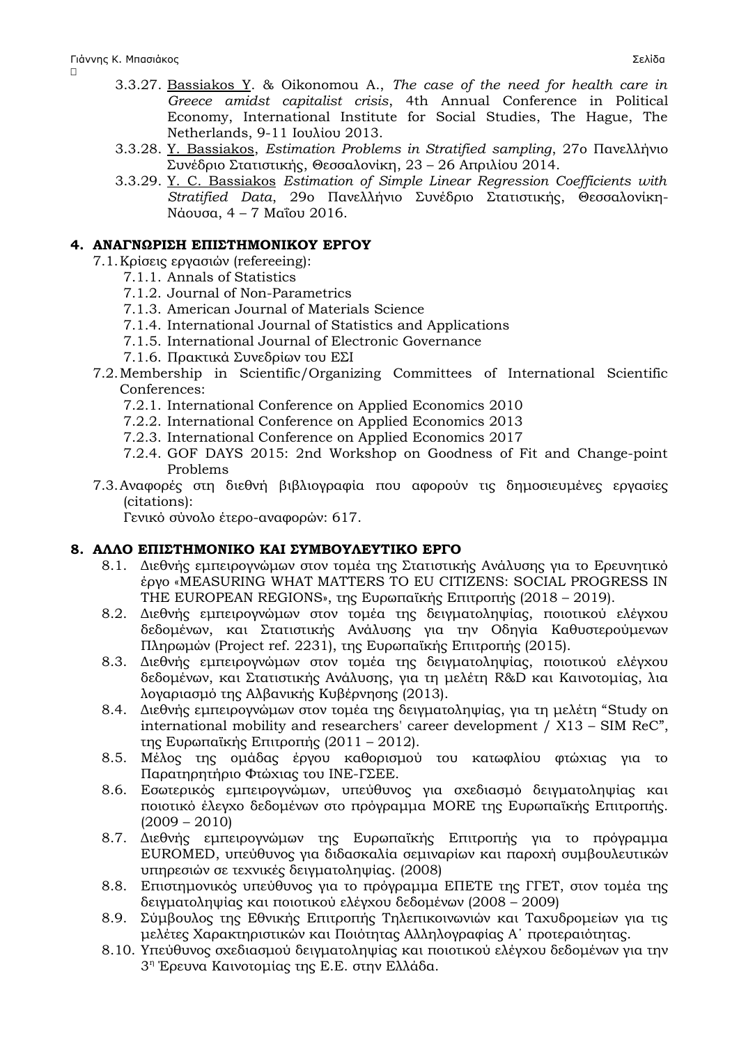- 3.3.27. <u>Bassiakos Y.</u> & Oikonomou A., *The case of the need for health care in Greece amidst capitalist crisis*, 4th Annual Conference in Political Economy, International Institute for Social Studies, The Hague, The Netherlands, 9-11 Ιουλίου 2013.
- 3.3.28. <u>Y. Bassiakos</u>, *Estimation Problems in Stratified sampling*, 27ο Πανελλήνιο Συνέδριο Στατιστικής, Θεσσαλονίκη, 23 – 26 Απριλίου 2014.
- 3.3.29. <u>Y. C. Bassiakos</u> *Estimation of Simple Linear Regression Coefficients with Stratified Data*, 29ο Πανελλήνιο Συνέδριο Στατιστικής, Θεσσαλονίκη-Νάουσα, 4 – 7 Μαΐου 2016.

## 4. ΑΝΑΓΝΩΡΙΣΗ ΕΠΙΣΤΗΜΟΝΙΚΟΥ ΕΡΓΟΥ

- 7.1. Κρίσεις εργασιών (refereeing):
  - 7.1.1. Annals of Statistics
  - 7.1.2. Journal of Non-Parametrics
  - 7.1.3. American Journal of Materials Science
  - 7.1.4. International Journal of Statistics and Applications
  - 7.1.5. International Journal of Electronic Governance
  - 7.1.6. Πρακτικά Συνεδρίων του ΕΣΙ
- 7.2. Membership in Scientific/Organizing Committees of International Scientific Conferences:
  - 7.2.1. International Conference on Applied Economics 2010
  - 7.2.2. International Conference on Applied Economics 2013
  - 7.2.3. International Conference on Applied Economics 2017
  - 7.2.4. GOF DAYS 2015: 2nd Workshop on Goodness of Fit and Change-point Problems
- 7.3. Αναφορές στη διεθνή βιβλιογραφία που αφορούν τις δημοσιευμένες εργασίες (citations):

  Γενικό σύνολο έτερο-αναφορών: 617.

## 8. ΑΛΛΟ ΕΠΙΣΤΗΜΟΝΙΚΟ ΚΑΙ ΣΥΜΒΟΥΛΕΥΤΙΚΟ ΕΡΓΟ

- 8.1. Διεθνής εμπειρογνώμων στον τομέα της Στατιστικής Ανάλυσης για το Ερευνητικό έργο «MEASURING WHAT MATTERS TO EU CITIZENS: SOCIAL PROGRESS IN THE EUROPEAN REGIONS», της Ευρωπαϊκής Επιτροπής (2018 – 2019).
- 8.2. Διεθνής εμπειρογνώμων στον τομέα της δειγματοληψίας, ποιοτικού ελέγχου δεδομένων, και Στατιστικής Ανάλυσης για την Οδηγία Καθυστερούμενων Πληρωμών (Project ref. 2231), της Ευρωπαϊκής Επιτροπής (2015).
- 8.3. Διεθνής εμπειρογνώμων στον τομέα της δειγματοληψίας, ποιοτικού ελέγχου δεδομένων, και Στατιστικής Ανάλυσης, για τη μελέτη R&D και Καινοτομίας, λια λογαριασμό της Αλβανικής Κυβέρνησης (2013).
- 8.4. Διεθνής εμπειρογνώμων στον τομέα της δειγματοληψίας, για τη μελέτη "Study on international mobility and researchers' career development / X13 – SIM ReC", της Ευρωπαϊκής Επιτροπής (2011 – 2012).
- 8.5. Μέλος της ομάδας έργου καθορισμού του κατωφλίου φτώχιας για το Παρατηρητήριο Φτώχιας του ΙΝΕ-ΓΣΕΕ.
- 8.6. Εσωτερικός εμπειρογνώμων, υπεύθυνος για σχεδιασμό δειγματοληψίας και ποιοτικό έλεγχο δεδομένων στο πρόγραμμα MORE της Ευρωπαϊκής Επιτροπής. (2009 – 2010)
- 8.7. Διεθνής εμπειρογνώμων της Ευρωπαϊκής Επιτροπής για το πρόγραμμα EUROMED, υπεύθυνος για διδασκαλία σεμιναρίων και παροχή συμβουλευτικών υπηρεσιών σε τεχνικές δειγματοληψίας. (2008)
- 8.8. Επιστημονικός υπεύθυνος για το πρόγραμμα ΕΠΕΤΕ της ΓΓΕΤ, στον τομέα της δειγματοληψίας και ποιοτικού ελέγχου δεδομένων (2008 – 2009)
- 8.9. Σύμβουλος της Εθνικής Επιτροπής Τηλεπικοινωνιών και Ταχυδρομείων για τις μελέτες Χαρακτηριστικών και Ποιότητας Αλληλογραφίας Α΄ προτεραιότητας.
- 8.10. Υπεύθυνος σχεδιασμού δειγματοληψίας και ποιοτικού ελέγχου δεδομένων για την 3η Έρευνα Καινοτομίας της Ε.Ε. στην Ελλάδα.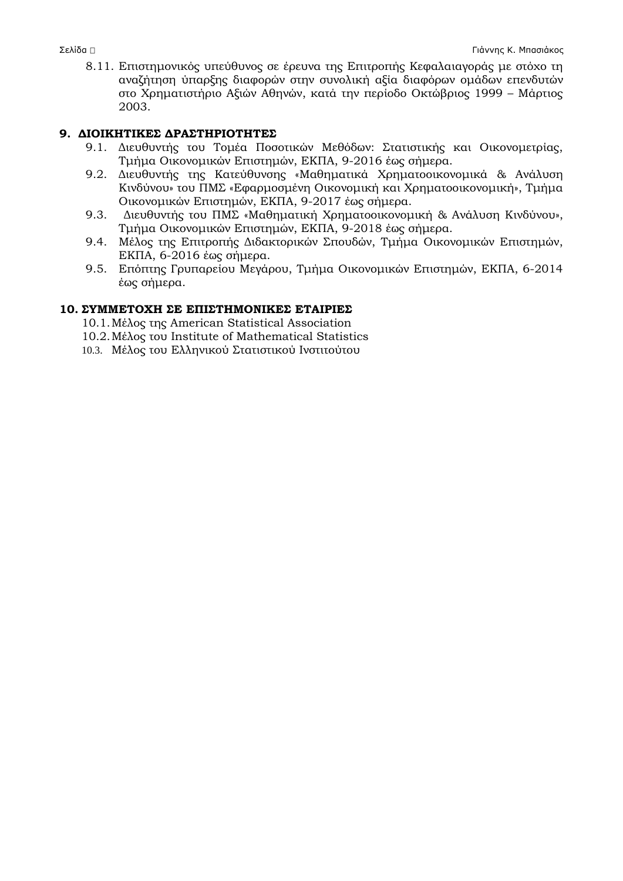8.11. Επιστημονικός υπεύθυνος σε έρευνα της Επιτροπής Κεφαλαιαγοράς με στόχο τη αναζήτηση ύπαρξης διαφορών στην συνολική αξία διαφόρων ομάδων επενδυτών στο Χρηματιστήριο Αξιών Αθηνών, κατά την περίοδο Οκτώβριος 1999 – Μάρτιος 2003.

## 9. ΔΙΟΙΚΗΤΙΚΕΣ ΔΡΑΣΤΗΡΙΟΤΗΤΕΣ

9.1. Διευθυντής του Τομέα Ποσοτικών Μεθόδων: Στατιστικής και Οικονομετρίας, Τμήμα Οικονομικών Επιστημών, ΕΚΠΑ, 9-2016 έως σήμερα.

9.2. Διευθυντής της Κατεύθυνσης «Μαθηματικά Χρηματοοικονομικά & Ανάλυση Κινδύνου» του ΠΜΣ «Εφαρμοσμένη Οικονομική και Χρηματοοικονομική», Τμήμα Οικονομικών Επιστημών, ΕΚΠΑ, 9-2017 έως σήμερα.

9.3. Διευθυντής του ΠΜΣ «Μαθηματική Χρηματοοικονομική & Ανάλυση Κινδύνου», Τμήμα Οικονομικών Επιστημών, ΕΚΠΑ, 9-2018 έως σήμερα.

9.4. Μέλος της Επιτροπής Διδακτορικών Σπουδών, Τμήμα Οικονομικών Επιστημών, ΕΚΠΑ, 6-2016 έως σήμερα.

9.5. Επόπτης Γρυπαρείου Μεγάρου, Τμήμα Οικονομικών Επιστημών, ΕΚΠΑ, 6-2014 έως σήμερα.

## 10. ΣΥΜΜΕΤΟΧΗ ΣΕ ΕΠΙΣΤΗΜΟΝΙΚΕΣ ΕΤΑΙΡΙΕΣ

10.1. Μέλος της American Statistical Association

10.2. Μέλος του Institute of Mathematical Statistics

10.3. Μέλος του Ελληνικού Στατιστικού Ινστιτούτου